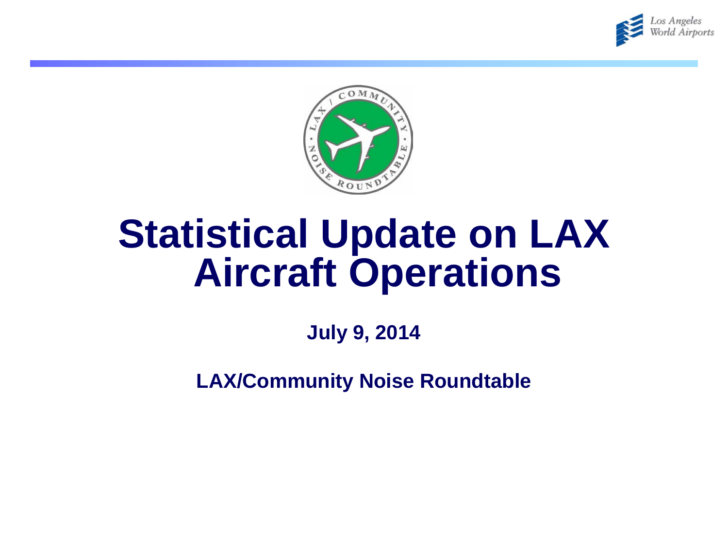# Statistical Update on LAX Aircraft Operations

**July 9, 2014**

**LAX/Community Noise Roundtable**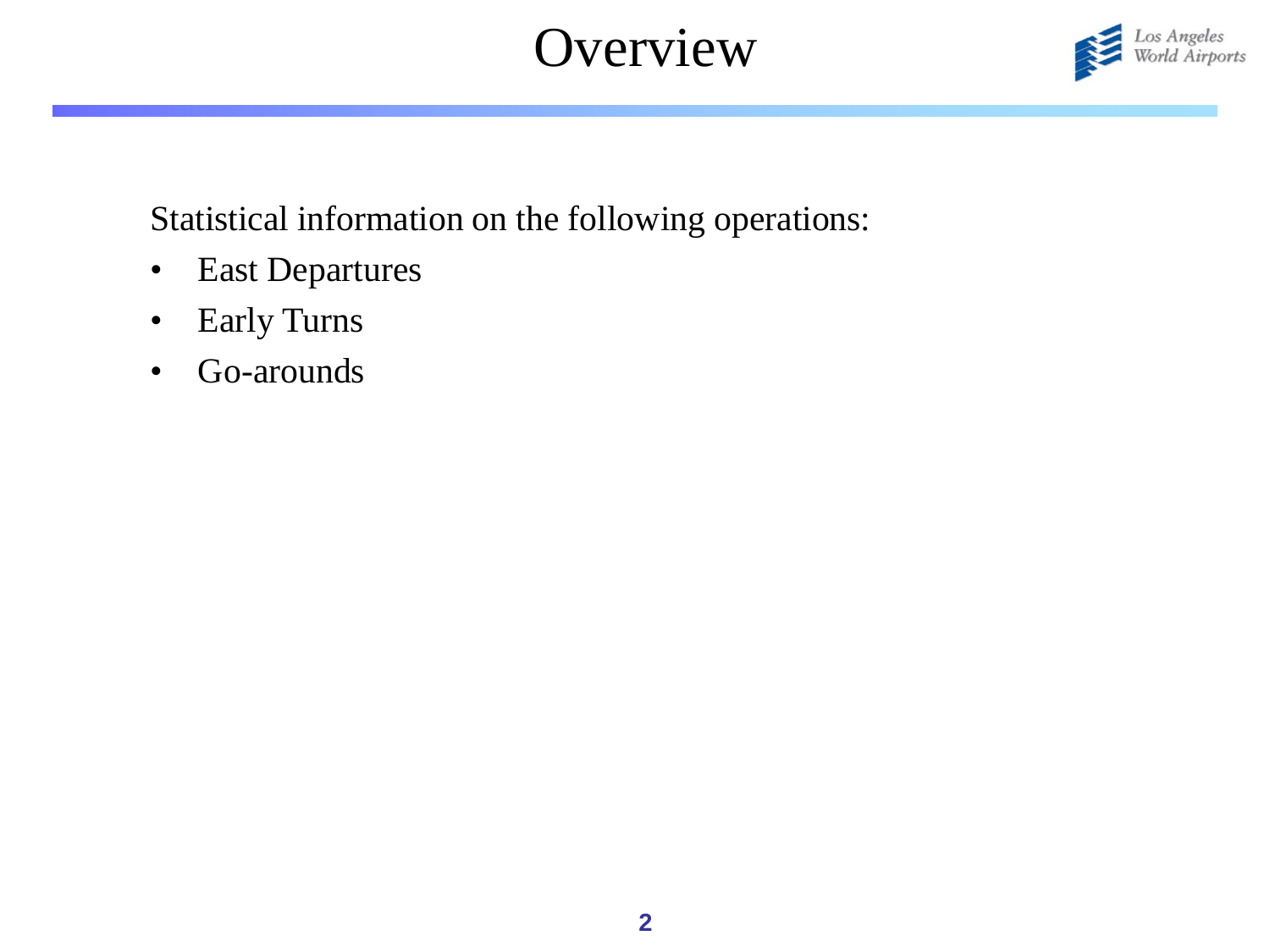# Overview

Statistical information on the following operations:

- East Departures
- Early Turns
- Go-arounds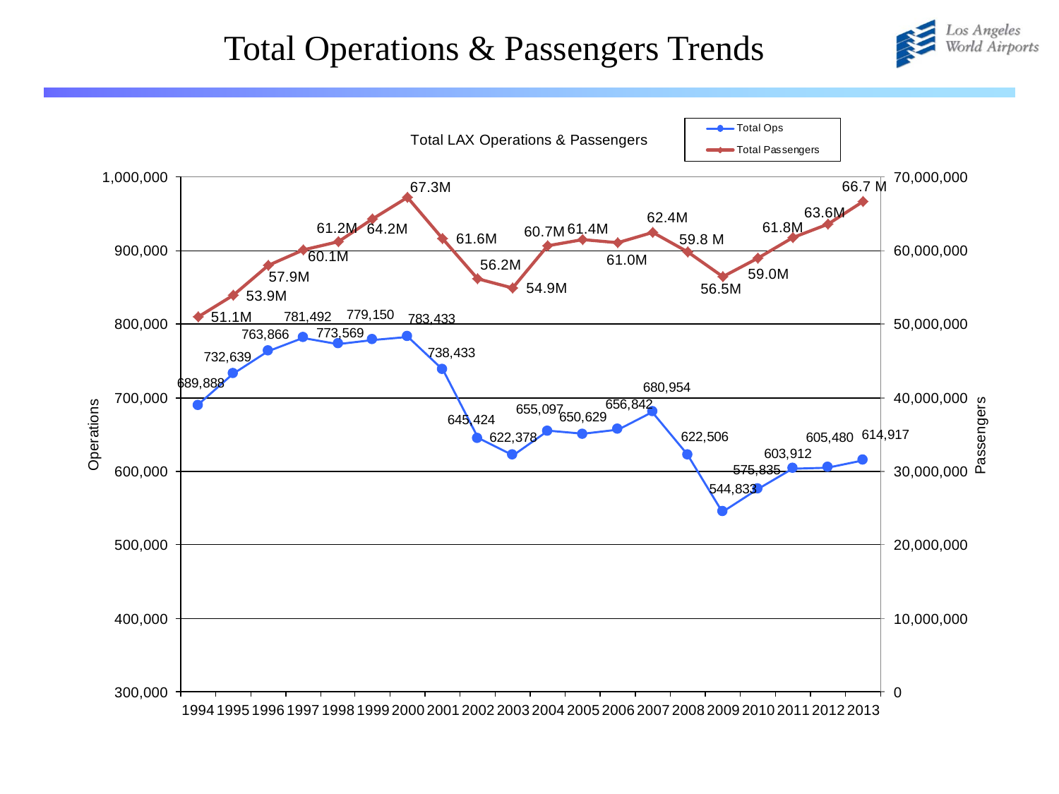# Total Operations & Passengers Trends

Los Angeles World Airports

Total LAX Operations & Passengers

| Year | Total Ops | Total Passengers |
|---|---|---|
| 1994 | 689,888 | 51.1M |
| 1995 | 732,639 | 53.9M |
| 1996 | 763,866 | 57.9M |
| 1997 | 781,492 | 60.1M |
| 1998 | 773,569 | 61.2M |
| 1999 | 779,150 | 64.2M |
| 2000 | 783,433 | 67.3M |
| 2001 | 738,433 | 61.6M |
| 2002 | 645,424 | 56.2M |
| 2003 | 622,378 | 54.9M |
| 2004 | 655,097 | 60.7M |
| 2005 | 650,629 | 61.4M |
| 2006 | 656,842 | 61.0M |
| 2007 | 680,954 | 62.4M |
| 2008 | 622,506 | 59.8 M |
| 2009 | 544,833 | 56.5M |
| 2010 | 575,835 | 59.0M |
| 2011 | 603,912 | 61.8M |
| 2012 | 605,480 | 63.6M |
| 2013 | 614,917 | 66.7 M |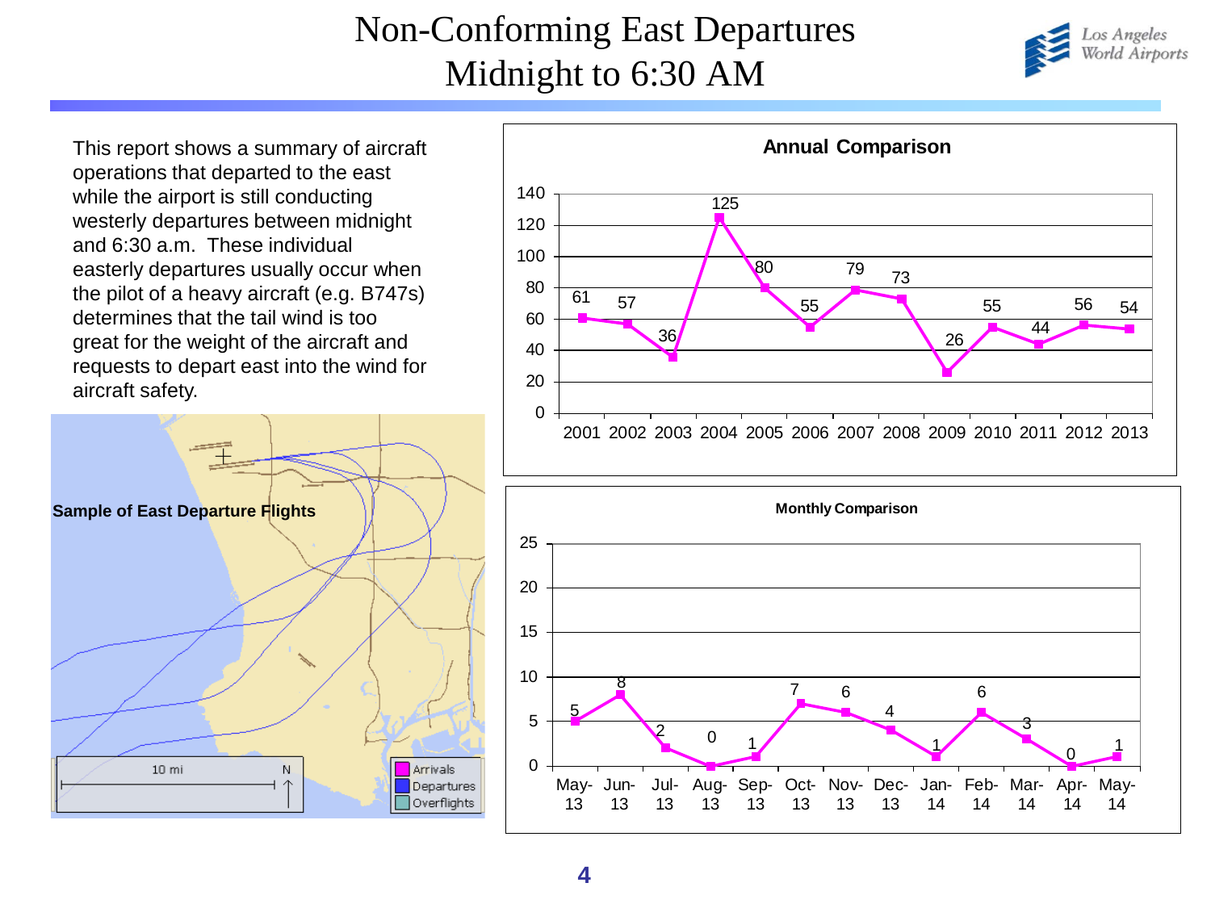# Non-Conforming East Departures
# Midnight to 6:30 AM

This report shows a summary of aircraft operations that departed to the east while the airport is still conducting westerly departures between midnight and 6:30 a.m. These individual easterly departures usually occur when the pilot of a heavy aircraft (e.g. B747s) determines that the tail wind is too great for the weight of the aircraft and requests to depart east into the wind for aircraft safety.

**Sample of East Departure Flights**

**Annual Comparison**

| Year | 2001 | 2002 | 2003 | 2004 | 2005 | 2006 | 2007 | 2008 | 2009 | 2010 | 2011 | 2012 | 2013 |
|---|---|---|---|---|---|---|---|---|---|---|---|---|---|
| Departures | 61 | 57 | 36 | 125 | 80 | 55 | 79 | 73 | 26 | 55 | 44 | 56 | 54 |

**Monthly Comparison**

| Month | May-13 | Jun-13 | Jul-13 | Aug-13 | Sep-13 | Oct-13 | Nov-13 | Dec-13 | Jan-14 | Feb-14 | Mar-14 | Apr-14 | May-14 |
|---|---|---|---|---|---|---|---|---|---|---|---|---|---|
| Departures | 5 | 8 | 2 | 0 | 1 | 7 | 6 | 4 | 1 | 6 | 3 | 0 | 1 |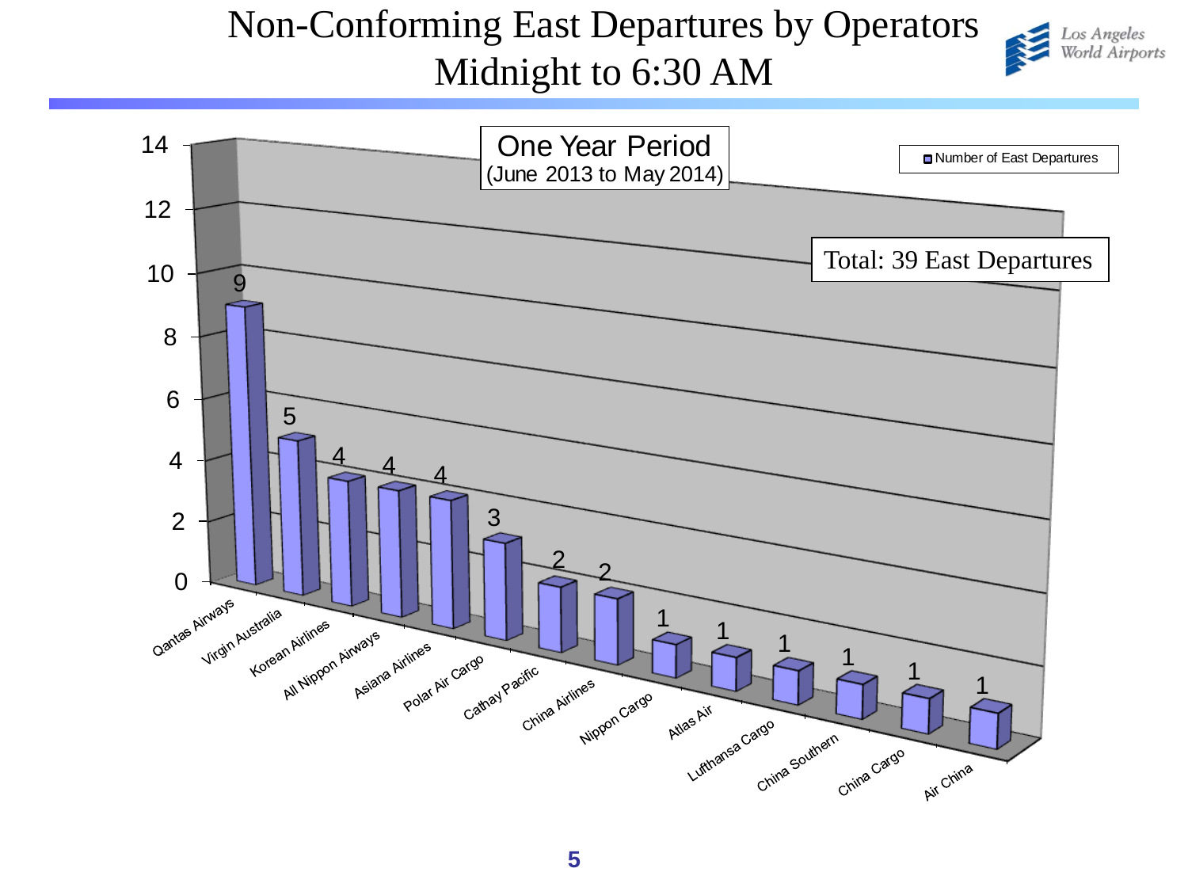# Non-Conforming East Departures by Operators
## Midnight to 6:30 AM

**One Year Period** (June 2013 to May 2014)

Total: 39 East Departures

| Operator | Number of East Departures |
| --- | --- |
| Qantas Airways | 9 |
| Virgin Australia | 5 |
| Korean Airlines | 4 |
| All Nippon Airways | 4 |
| Asiana Airlines | 4 |
| Polar Air Cargo | 3 |
| Cathay Pacific | 2 |
| China Airlines | 2 |
| Nippon Cargo | 1 |
| Atlas Air | 1 |
| Lufthansa Cargo | 1 |
| China Southern | 1 |
| China Cargo | 1 |
| Air China | 1 |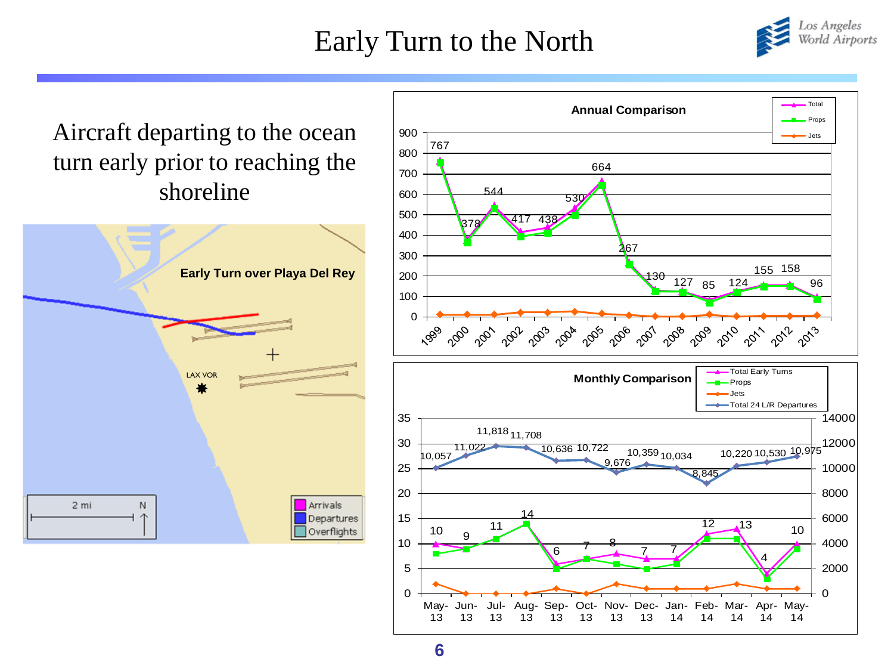# Early Turn to the North

Aircraft departing to the ocean turn early prior to reaching the shoreline

**Early Turn over Playa Del Rey**

LAX VOR

2 mi N

Arrivals
Departures
Overflights

**Annual Comparison**

| Year | Total |
|---|---|
| 1999 | 767 |
| 2000 | 378 |
| 2001 | 544 |
| 2002 | 417 |
| 2003 | 438 |
| 2004 | 530 |
| 2005 | 664 |
| 2006 | 267 |
| 2007 | 130 |
| 2008 | 127 |
| 2009 | 85 |
| 2010 | 124 |
| 2011 | 155 |
| 2012 | 158 |
| 2013 | 96 |

Legend: Total, Props, Jets

**Monthly Comparison**

| Month | Total Early Turns | Total 24 L/R Departures |
|---|---|---|
| May-13 | 10 | 10,057 |
| Jun-13 | 9 | 11,022 |
| Jul-13 | 11 | 11,818 |
| Aug-13 | 14 | 11,708 |
| Sep-13 | 6 | 10,636 |
| Oct-13 | 7 | 10,722 |
| Nov-13 | 8 | 9,676 |
| Dec-13 | 7 | 10,359 |
| Jan-14 | 7 | 10,034 |
| Feb-14 | 12 | 8,845 |
| Mar-14 | 13 | 10,220 |
| Apr-14 | 4 | 10,530 |
| May-14 | 10 | 10,975 |

Legend: Total Early Turns, Props, Jets, Total 24 L/R Departures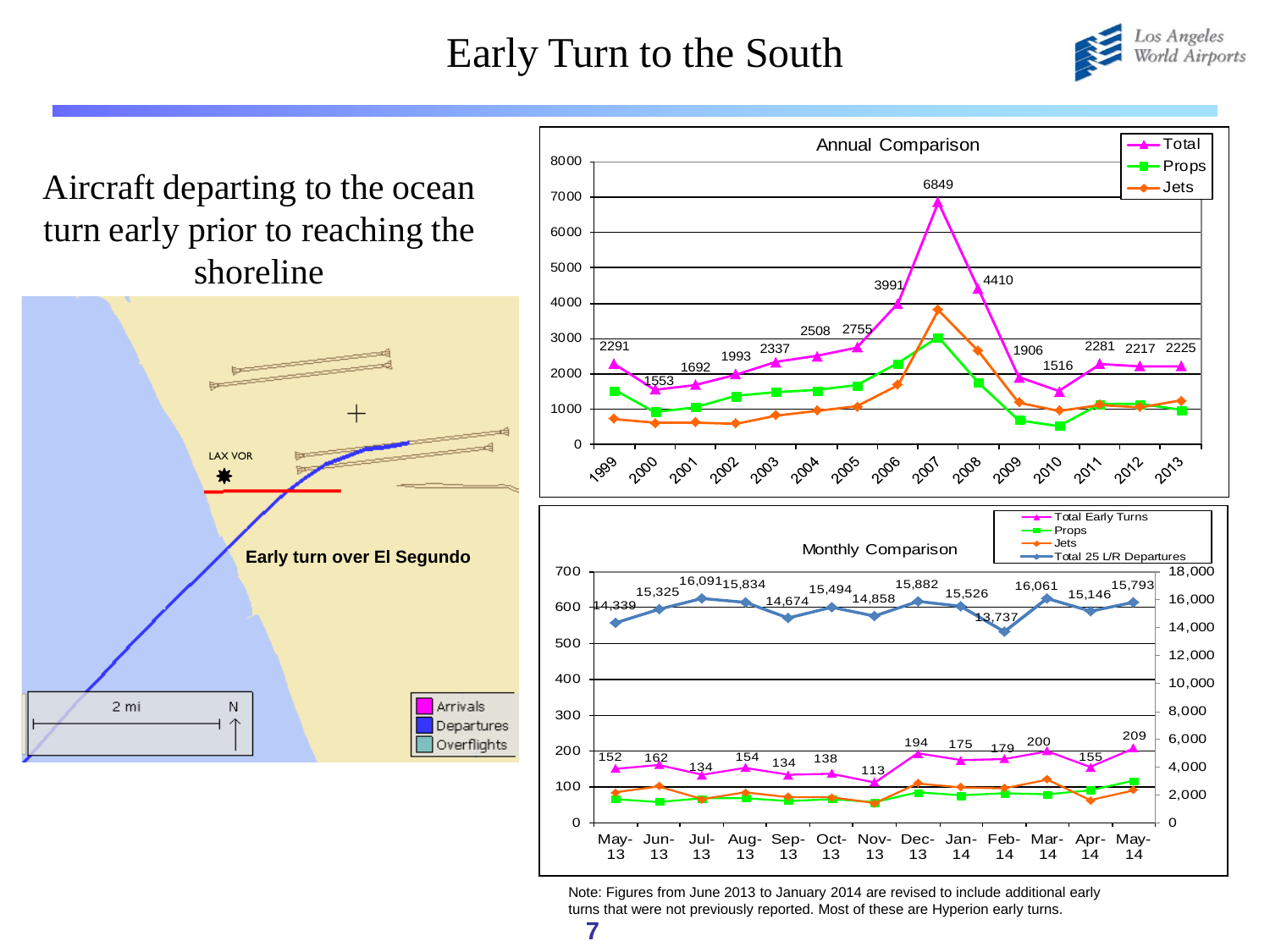# Early Turn to the South

Aircraft departing to the ocean turn early prior to reaching the shoreline

LAX VOR

Early turn over El Segundo

2 mi N

Arrivals
Departures
Overflights

**Annual Comparison**

| Year | Total |
|---|---|
| 1999 | 2291 |
| 2000 | 1553 |
| 2001 | 1692 |
| 2002 | 1993 |
| 2003 | 2337 |
| 2004 | 2508 |
| 2005 | 2755 |
| 2006 | 3991 |
| 2007 | 6849 |
| 2008 | 4410 |
| 2009 | 1906 |
| 2010 | 1516 |
| 2011 | 2281 |
| 2012 | 2217 |
| 2013 | 2225 |

**Monthly Comparison**

| Month | Total Early Turns | Total 25 L/R Departures |
|---|---|---|
| May-13 | 152 | 14,339 |
| Jun-13 | 162 | 15,325 |
| Jul-13 | 134 | 16,091 |
| Aug-13 | 154 | 15,834 |
| Sep-13 | 134 | 14,674 |
| Oct-13 | 138 | 15,494 |
| Nov-13 | 113 | 14,858 |
| Dec-13 | 194 | 15,882 |
| Jan-14 | 175 | 15,526 |
| Feb-14 | 179 | 13,737 |
| Mar-14 | 200 | 16,061 |
| Apr-14 | 155 | 15,146 |
| May-14 | 209 | 15,793 |

Note: Figures from June 2013 to January 2014 are revised to include additional early turns that were not previously reported. Most of these are Hyperion early turns.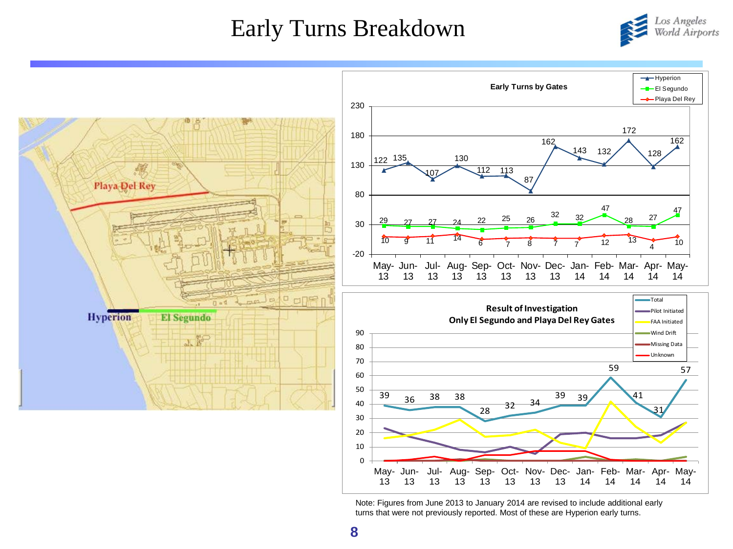# Early Turns Breakdown

**Early Turns by Gates**

| | May-13 | Jun-13 | Jul-13 | Aug-13 | Sep-13 | Oct-13 | Nov-13 | Dec-13 | Jan-14 | Feb-14 | Mar-14 | Apr-14 | May-14 |
|---|---|---|---|---|---|---|---|---|---|---|---|---|---|
| Hyperion | 122 | 135 | 107 | 130 | 112 | 113 | 87 | 162 | 143 | 132 | 172 | 128 | 162 |
| El Segundo | 29 | 27 | 27 | 24 | 22 | 25 | 26 | 32 | 32 | 47 | 28 | 27 | 47 |
| Playa Del Rey | 10 | 9 | 11 | 14 | 6 | 7 | 8 | 7 | 7 | 12 | 13 | 4 | 10 |

**Result of Investigation**
**Only El Segundo and Playa Del Rey Gates**

| | May-13 | Jun-13 | Jul-13 | Aug-13 | Sep-13 | Oct-13 | Nov-13 | Dec-13 | Jan-14 | Feb-14 | Mar-14 | Apr-14 | May-14 |
|---|---|---|---|---|---|---|---|---|---|---|---|---|---|
| Total | 39 | 36 | 38 | 38 | 28 | 32 | 34 | 39 | 39 | 59 | 41 | 31 | 57 |

Legend: Total, Pilot Initiated, FAA Initiated, Wind Drift, Missing Data, Unknown

Note: Figures from June 2013 to January 2014 are revised to include additional early turns that were not previously reported. Most of these are Hyperion early turns.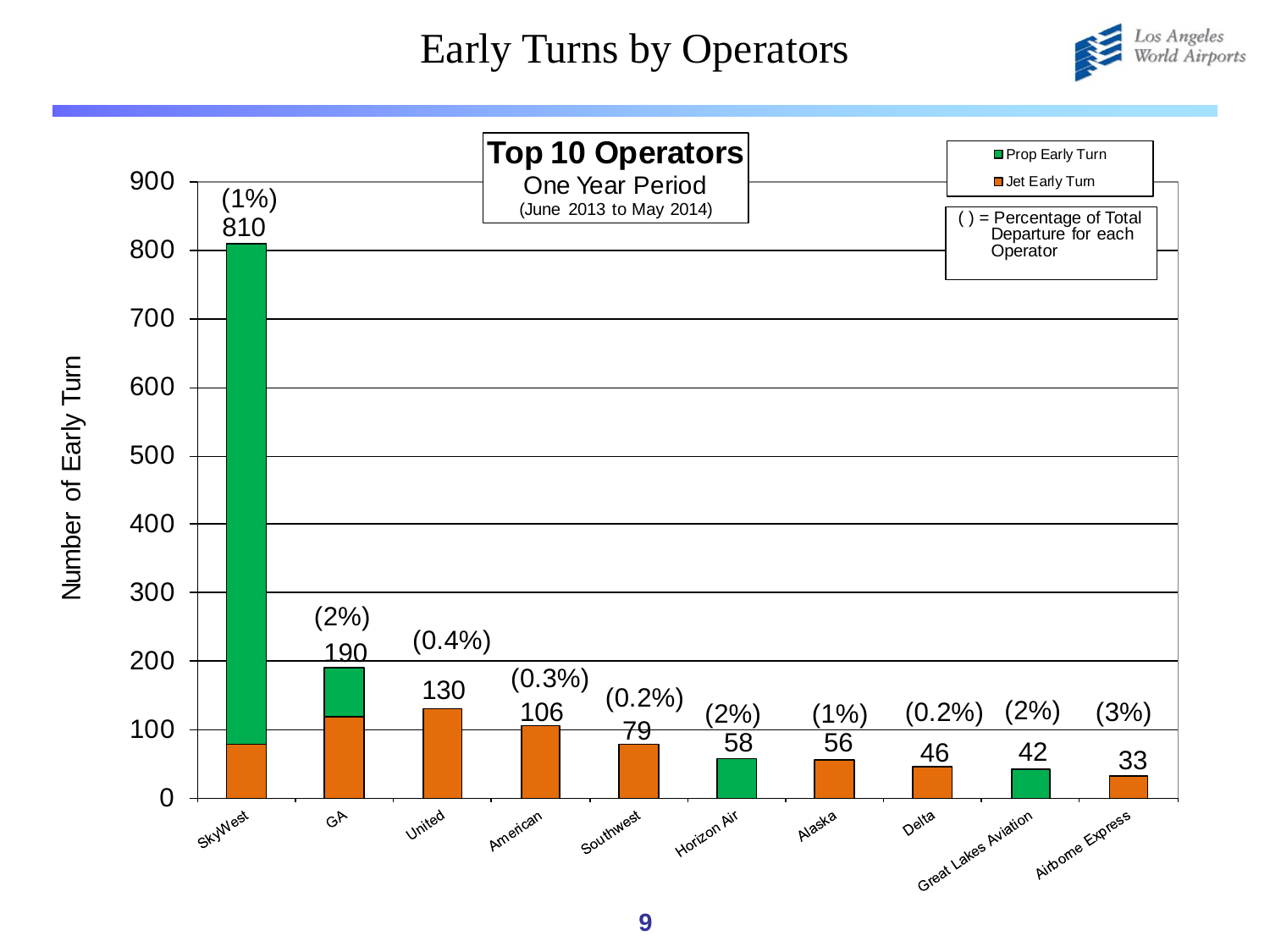# Early Turns by Operators

**Top 10 Operators**
One Year Period
(June 2013 to May 2014)

| Operator | Number of Early Turn | ( ) = Percentage of Total Departure for each Operator |
|---|---|---|
| SkyWest | 810 | (1%) |
| GA | 190 | (2%) |
| United | 130 | (0.4%) |
| American | 106 | (0.3%) |
| Southwest | 79 | (0.2%) |
| Horizon Air | 58 | (2%) |
| Alaska | 56 | (1%) |
| Delta | 46 | (0.2%) |
| Great Lakes Aviation | 42 | (2%) |
| Airborne Express | 33 | (3%) |

Legend: Prop Early Turn; Jet Early Turn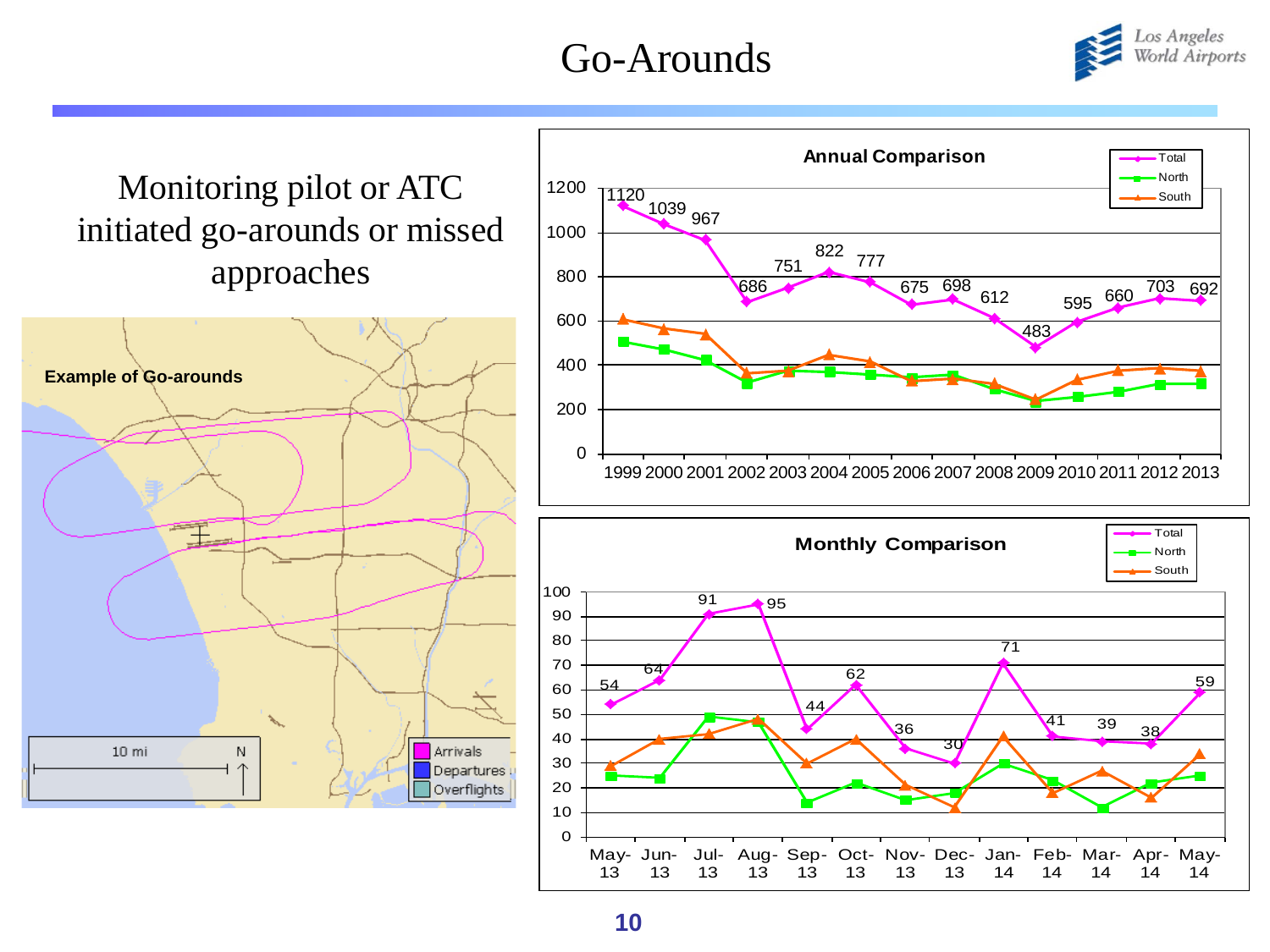# Go-Arounds

Monitoring pilot or ATC initiated go-arounds or missed approaches

**Example of Go-arounds**

10 mi N

Arrivals
Departures
Overflights

**Annual Comparison**

| Year | 1999 | 2000 | 2001 | 2002 | 2003 | 2004 | 2005 | 2006 | 2007 | 2008 | 2009 | 2010 | 2011 | 2012 | 2013 |
|---|---|---|---|---|---|---|---|---|---|---|---|---|---|---|---|
| Total | 1120 | 1039 | 967 | 686 | 751 | 822 | 777 | 675 | 698 | 612 | 483 | 595 | 660 | 703 | 692 |

**Monthly Comparison**

| Month | May-13 | Jun-13 | Jul-13 | Aug-13 | Sep-13 | Oct-13 | Nov-13 | Dec-13 | Jan-14 | Feb-14 | Mar-14 | Apr-14 | May-14 |
|---|---|---|---|---|---|---|---|---|---|---|---|---|---|
| Total | 54 | 64 | 91 | 95 | 44 | 62 | 36 | 30 | 71 | 41 | 39 | 38 | 59 |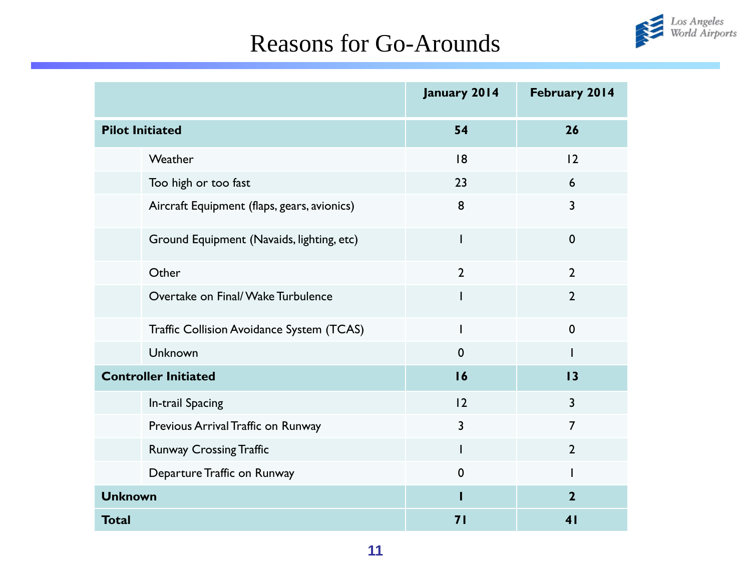# Reasons for Go-Arounds

| | | January 2014 | February 2014 |
|---|---|---|---|
| **Pilot Initiated** | | **54** | **26** |
| | Weather | 18 | 12 |
| | Too high or too fast | 23 | 6 |
| | Aircraft Equipment (flaps, gears, avionics) | 8 | 3 |
| | Ground Equipment (Navaids, lighting, etc) | 1 | 0 |
| | Other | 2 | 2 |
| | Overtake on Final/ Wake Turbulence | 1 | 2 |
| | Traffic Collision Avoidance System (TCAS) | 1 | 0 |
| | Unknown | 0 | 1 |
| **Controller Initiated** | | **16** | **13** |
| | In-trail Spacing | 12 | 3 |
| | Previous Arrival Traffic on Runway | 3 | 7 |
| | Runway Crossing Traffic | 1 | 2 |
| | Departure Traffic on Runway | 0 | 1 |
| **Unknown** | | **1** | **2** |
| **Total** | | **71** | **41** |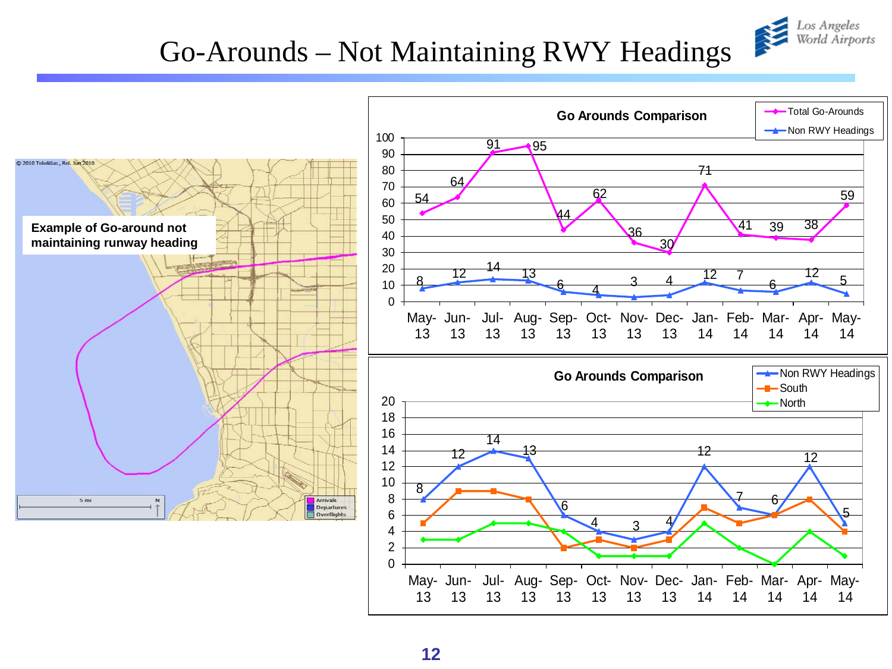# Go-Arounds – Not Maintaining RWY Headings

**Example of Go-around not maintaining runway heading**

**Go Arounds Comparison**

| Month | Total Go-Arounds | Non RWY Headings |
|---|---|---|
| May-13 | 54 | 8 |
| Jun-13 | 64 | 12 |
| Jul-13 | 91 | 14 |
| Aug-13 | 95 | 13 |
| Sep-13 | 44 | 6 |
| Oct-13 | 62 | 4 |
| Nov-13 | 36 | 3 |
| Dec-13 | 30 | 4 |
| Jan-14 | 71 | 12 |
| Feb-14 | 41 | 7 |
| Mar-14 | 39 | 6 |
| Apr-14 | 38 | 12 |
| May-14 | 59 | 5 |

**Go Arounds Comparison**

| Month | Non RWY Headings | South | North |
|---|---|---|---|
| May-13 | 8 | 5 | 3 |
| Jun-13 | 12 | 9 | 3 |
| Jul-13 | 14 | 9 | 5 |
| Aug-13 | 13 | 8 | 5 |
| Sep-13 | 6 | 2 | 4 |
| Oct-13 | 4 | 3 | 1 |
| Nov-13 | 3 | 2 | 1 |
| Dec-13 | 4 | 3 | 1 |
| Jan-14 | 12 | 7 | 5 |
| Feb-14 | 7 | 5 | 2 |
| Mar-14 | 6 | 6 | 0 |
| Apr-14 | 12 | 8 | 4 |
| May-14 | 5 | 4 | 1 |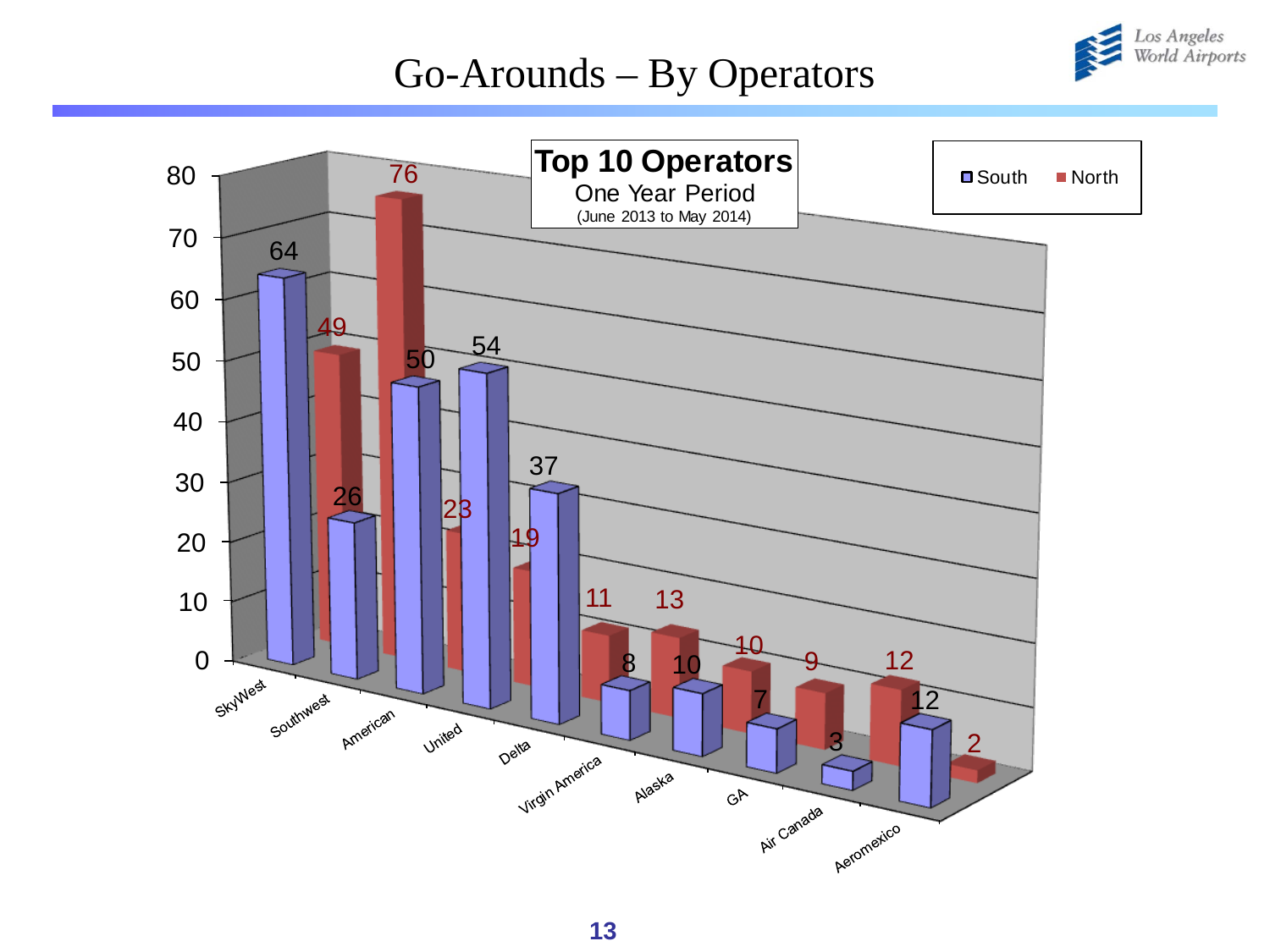# Go-Arounds – By Operators

Los Angeles World Airports

**Top 10 Operators**

One Year Period

(June 2013 to May 2014)

South North

80
70
60
50
40
30
20
10
0

64
49
76
26
50
54
23
19
37
11
13
8
10
10
9
12
7
3
12
2

SkyWest
Southwest
American
United
Delta
Virgin America
Alaska
GA
Air Canada
Aeromexico